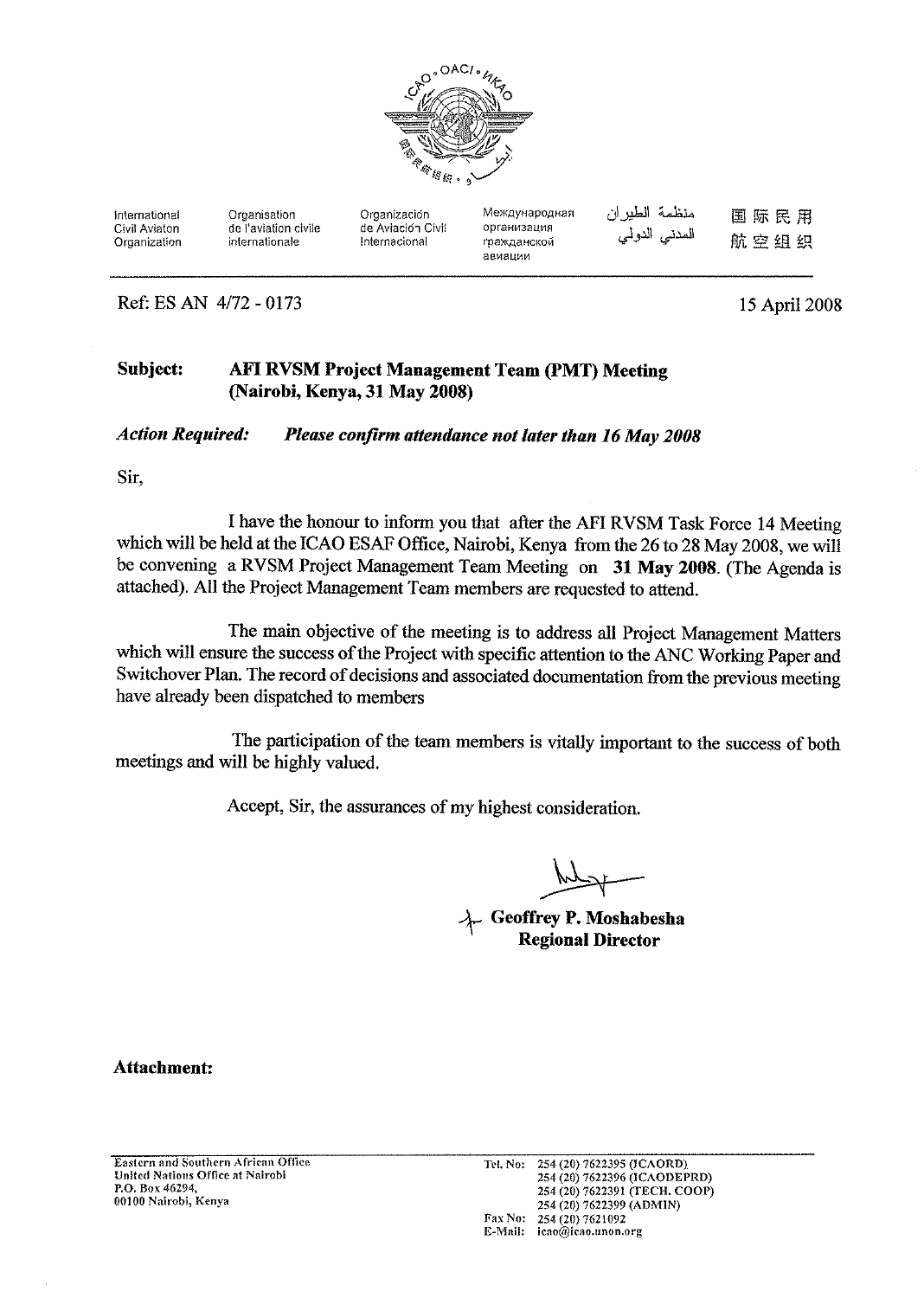International Civil Aviaton Organization | Organisation de l'aviation civile internationale | Organización de Aviación Civil Internacional | Международная организация гражданской авиации | منظمة الطيران المدني الدولي | 国际民用航空组织

Ref: ES AN 4/72 - 0173

15 April 2008

**Subject: AFI RVSM Project Management Team (PMT) Meeting (Nairobi, Kenya, 31 May 2008)**

***Action Required: Please confirm attendance not later than 16 May 2008***

Sir,

I have the honour to inform you that after the AFI RVSM Task Force 14 Meeting which will be held at the ICAO ESAF Office, Nairobi, Kenya from the 26 to 28 May 2008, we will be convening a RVSM Project Management Team Meeting on **31 May 2008**. (The Agenda is attached). All the Project Management Team members are requested to attend.

The main objective of the meeting is to address all Project Management Matters which will ensure the success of the Project with specific attention to the ANC Working Paper and Switchover Plan. The record of decisions and associated documentation from the previous meeting have already been dispatched to members

The participation of the team members is vitally important to the success of both meetings and will be highly valued.

Accept, Sir, the assurances of my highest consideration.

**Geoffrey P. Moshabesha**
**Regional Director**

**Attachment:**

Eastern and Southern African Office
United Nations Office at Nairobi
P.O. Box 46294,
00100 Nairobi, Kenya

Tel. No: 254 (20) 7622395 (ICAORD)
254 (20) 7622396 (ICAODEPRD)
254 (20) 7622391 (TECH. COOP)
254 (20) 7622399 (ADMIN)
Fax No: 254 (20) 7621092
E-Mail: icao@icao.unon.org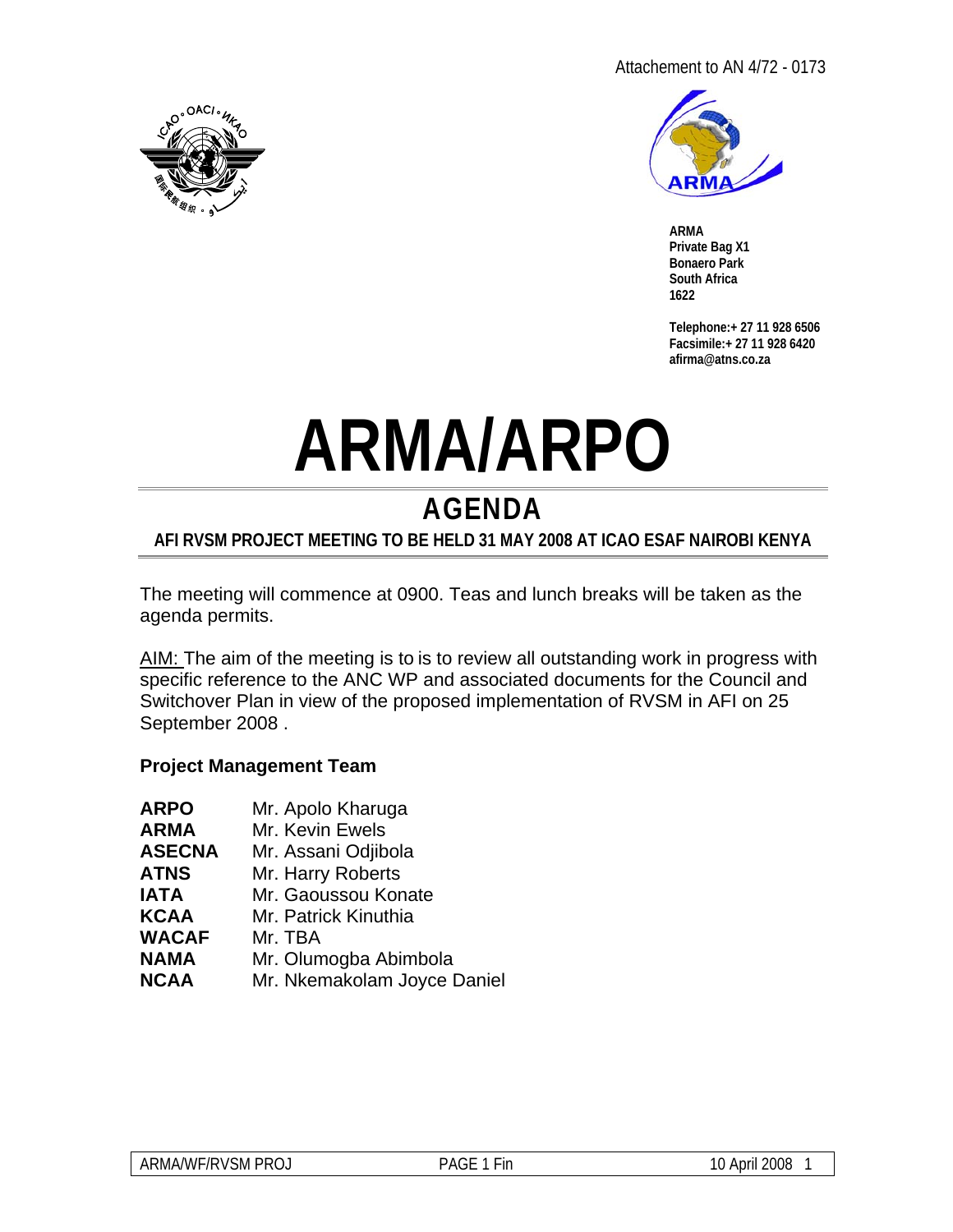Attachement to AN 4/72 - 0173

ARMA
Private Bag X1
Bonaero Park
South Africa
1622

Telephone:+ 27 11 928 6506
Facsimile:+ 27 11 928 6420
afirma@atns.co.za

# ARMA/ARPO

## AGENDA

**AFI RVSM PROJECT MEETING TO BE HELD 31 MAY 2008 AT ICAO ESAF NAIROBI KENYA**

The meeting will commence at 0900. Teas and lunch breaks will be taken as the agenda permits.

AIM: The aim of the meeting is to is to review all outstanding work in progress with specific reference to the ANC WP and associated documents for the Council and Switchover Plan in view of the proposed implementation of RVSM in AFI on 25 September 2008 .

**Project Management Team**

| | |
|---|---|
| **ARPO** | Mr. Apolo Kharuga |
| **ARMA** | Mr. Kevin Ewels |
| **ASECNA** | Mr. Assani Odjibola |
| **ATNS** | Mr. Harry Roberts |
| **IATA** | Mr. Gaoussou Konate |
| **KCAA** | Mr. Patrick Kinuthia |
| **WACAF** | Mr. TBA |
| **NAMA** | Mr. Olumogba Abimbola |
| **NCAA** | Mr. Nkemakolam Joyce Daniel |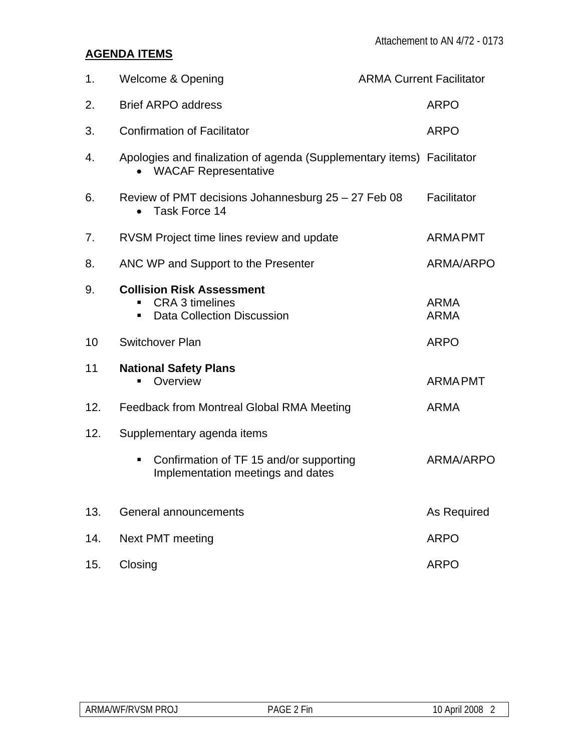Attachement to AN 4/72 - 0173

**AGENDA ITEMS**

| | | |
|---|---|---|
| 1. | Welcome & Opening | ARMA Current Facilitator |
| 2. | Brief ARPO address | ARPO |
| 3. | Confirmation of Facilitator | ARPO |
| 4. | Apologies and finalization of agenda (Supplementary items)<br>• WACAF Representative | Facilitator |
| 6. | Review of PMT decisions Johannesburg 25 – 27 Feb 08<br>• Task Force 14 | Facilitator |
| 7. | RVSM Project time lines review and update | ARMA PMT |
| 8. | ANC WP and Support to the Presenter | ARMA/ARPO |
| 9. | **Collision Risk Assessment** | |
| | ▪ CRA 3 timelines | ARMA |
| | ▪ Data Collection Discussion | ARMA |
| 10 | Switchover Plan | ARPO |
| 11 | **National Safety Plans** | |
| | ▪ Overview | ARMA PMT |
| 12. | Feedback from Montreal Global RMA Meeting | ARMA |
| 12. | Supplementary agenda items | |
| | ▪ Confirmation of TF 15 and/or supporting Implementation meetings and dates | ARMA/ARPO |
| 13. | General announcements | As Required |
| 14. | Next PMT meeting | ARPO |
| 15. | Closing | ARPO |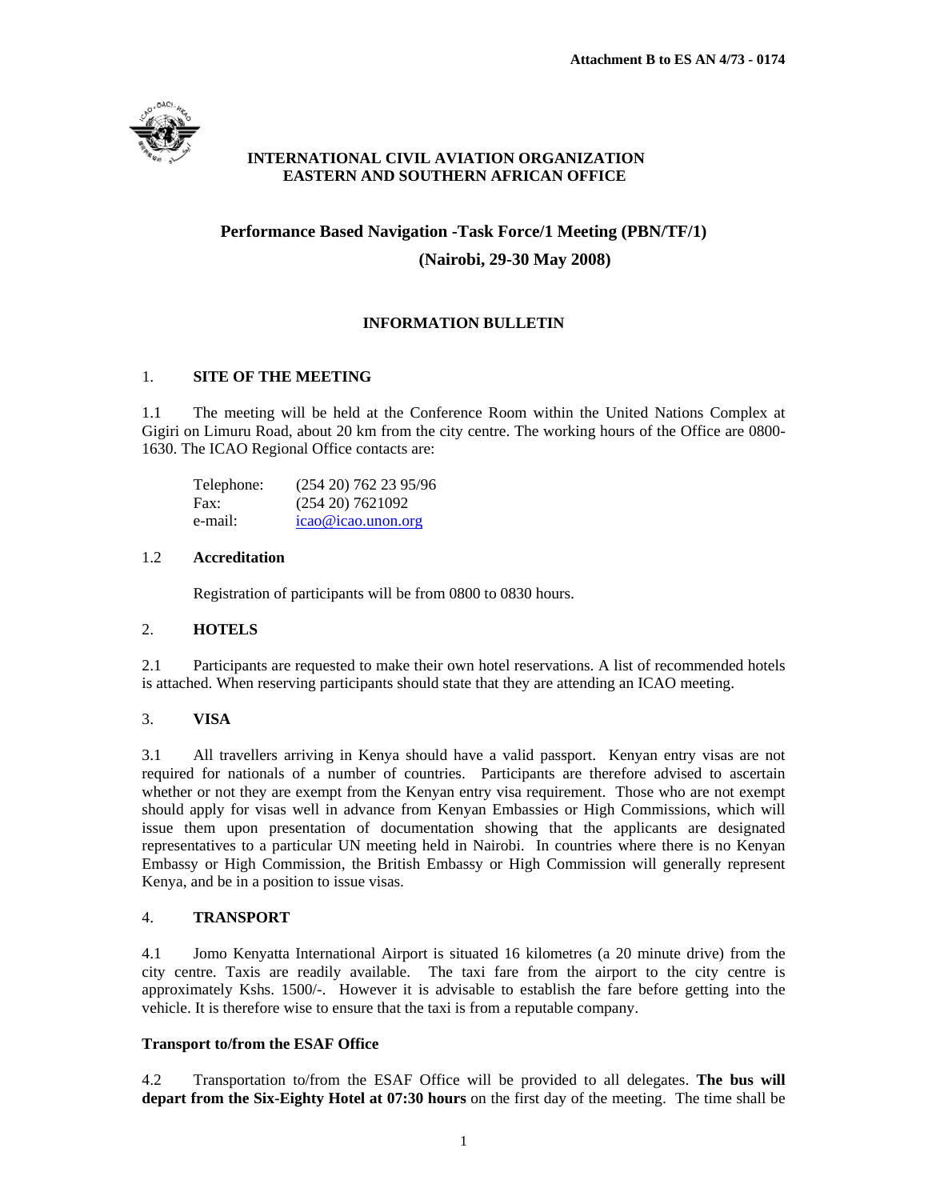**Attachment B to ES AN 4/73 - 0174**

**INTERNATIONAL CIVIL AVIATION ORGANIZATION**
**EASTERN AND SOUTHERN AFRICAN OFFICE**

## Performance Based Navigation -Task Force/1 Meeting (PBN/TF/1)

## (Nairobi, 29-30 May 2008)

### INFORMATION BULLETIN

#### 1. SITE OF THE MEETING

1.1 The meeting will be held at the Conference Room within the United Nations Complex at Gigiri on Limuru Road, about 20 km from the city centre. The working hours of the Office are 0800-1630. The ICAO Regional Office contacts are:

Telephone: (254 20) 762 23 95/96
Fax: (254 20) 7621092
e-mail: icao@icao.unon.org

#### 1.2 Accreditation

Registration of participants will be from 0800 to 0830 hours.

#### 2. HOTELS

2.1 Participants are requested to make their own hotel reservations. A list of recommended hotels is attached. When reserving participants should state that they are attending an ICAO meeting.

#### 3. VISA

3.1 All travellers arriving in Kenya should have a valid passport. Kenyan entry visas are not required for nationals of a number of countries. Participants are therefore advised to ascertain whether or not they are exempt from the Kenyan entry visa requirement. Those who are not exempt should apply for visas well in advance from Kenyan Embassies or High Commissions, which will issue them upon presentation of documentation showing that the applicants are designated representatives to a particular UN meeting held in Nairobi. In countries where there is no Kenyan Embassy or High Commission, the British Embassy or High Commission will generally represent Kenya, and be in a position to issue visas.

#### 4. TRANSPORT

4.1 Jomo Kenyatta International Airport is situated 16 kilometres (a 20 minute drive) from the city centre. Taxis are readily available. The taxi fare from the airport to the city centre is approximately Kshs. 1500/-. However it is advisable to establish the fare before getting into the vehicle. It is therefore wise to ensure that the taxi is from a reputable company.

**Transport to/from the ESAF Office**

4.2 Transportation to/from the ESAF Office will be provided to all delegates. **The bus will depart from the Six-Eighty Hotel at 07:30 hours** on the first day of the meeting. The time shall be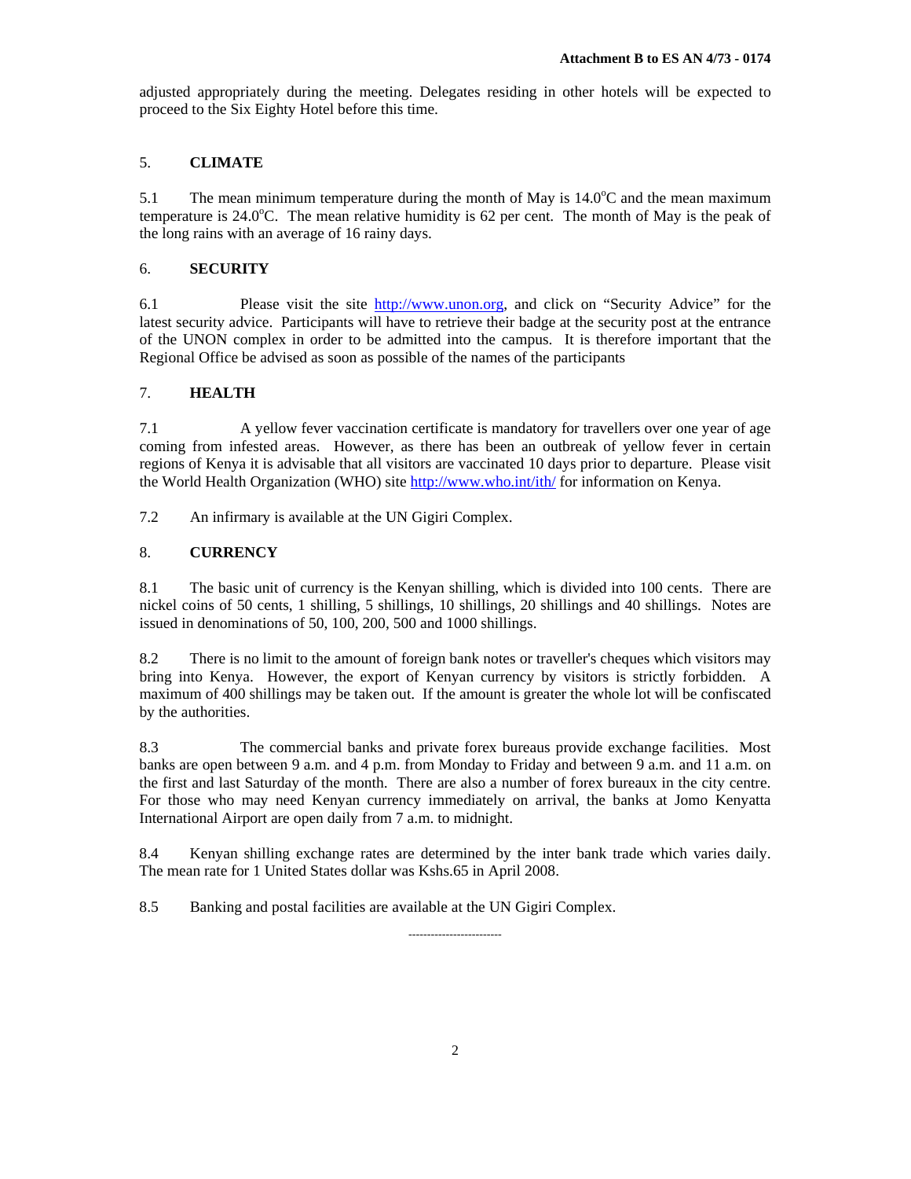adjusted appropriately during the meeting. Delegates residing in other hotels will be expected to proceed to the Six Eighty Hotel before this time.

## 5. CLIMATE

5.1 The mean minimum temperature during the month of May is 14.0°C and the mean maximum temperature is 24.0°C. The mean relative humidity is 62 per cent. The month of May is the peak of the long rains with an average of 16 rainy days.

## 6. SECURITY

6.1 Please visit the site http://www.unon.org, and click on "Security Advice" for the latest security advice. Participants will have to retrieve their badge at the security post at the entrance of the UNON complex in order to be admitted into the campus. It is therefore important that the Regional Office be advised as soon as possible of the names of the participants

## 7. HEALTH

7.1 A yellow fever vaccination certificate is mandatory for travellers over one year of age coming from infested areas. However, as there has been an outbreak of yellow fever in certain regions of Kenya it is advisable that all visitors are vaccinated 10 days prior to departure. Please visit the World Health Organization (WHO) site http://www.who.int/ith/ for information on Kenya.

7.2 An infirmary is available at the UN Gigiri Complex.

## 8. CURRENCY

8.1 The basic unit of currency is the Kenyan shilling, which is divided into 100 cents. There are nickel coins of 50 cents, 1 shilling, 5 shillings, 10 shillings, 20 shillings and 40 shillings. Notes are issued in denominations of 50, 100, 200, 500 and 1000 shillings.

8.2 There is no limit to the amount of foreign bank notes or traveller's cheques which visitors may bring into Kenya. However, the export of Kenyan currency by visitors is strictly forbidden. A maximum of 400 shillings may be taken out. If the amount is greater the whole lot will be confiscated by the authorities.

8.3 The commercial banks and private forex bureaus provide exchange facilities. Most banks are open between 9 a.m. and 4 p.m. from Monday to Friday and between 9 a.m. and 11 a.m. on the first and last Saturday of the month. There are also a number of forex bureaux in the city centre. For those who may need Kenyan currency immediately on arrival, the banks at Jomo Kenyatta International Airport are open daily from 7 a.m. to midnight.

8.4 Kenyan shilling exchange rates are determined by the inter bank trade which varies daily. The mean rate for 1 United States dollar was Kshs.65 in April 2008.

8.5 Banking and postal facilities are available at the UN Gigiri Complex.

-------------------------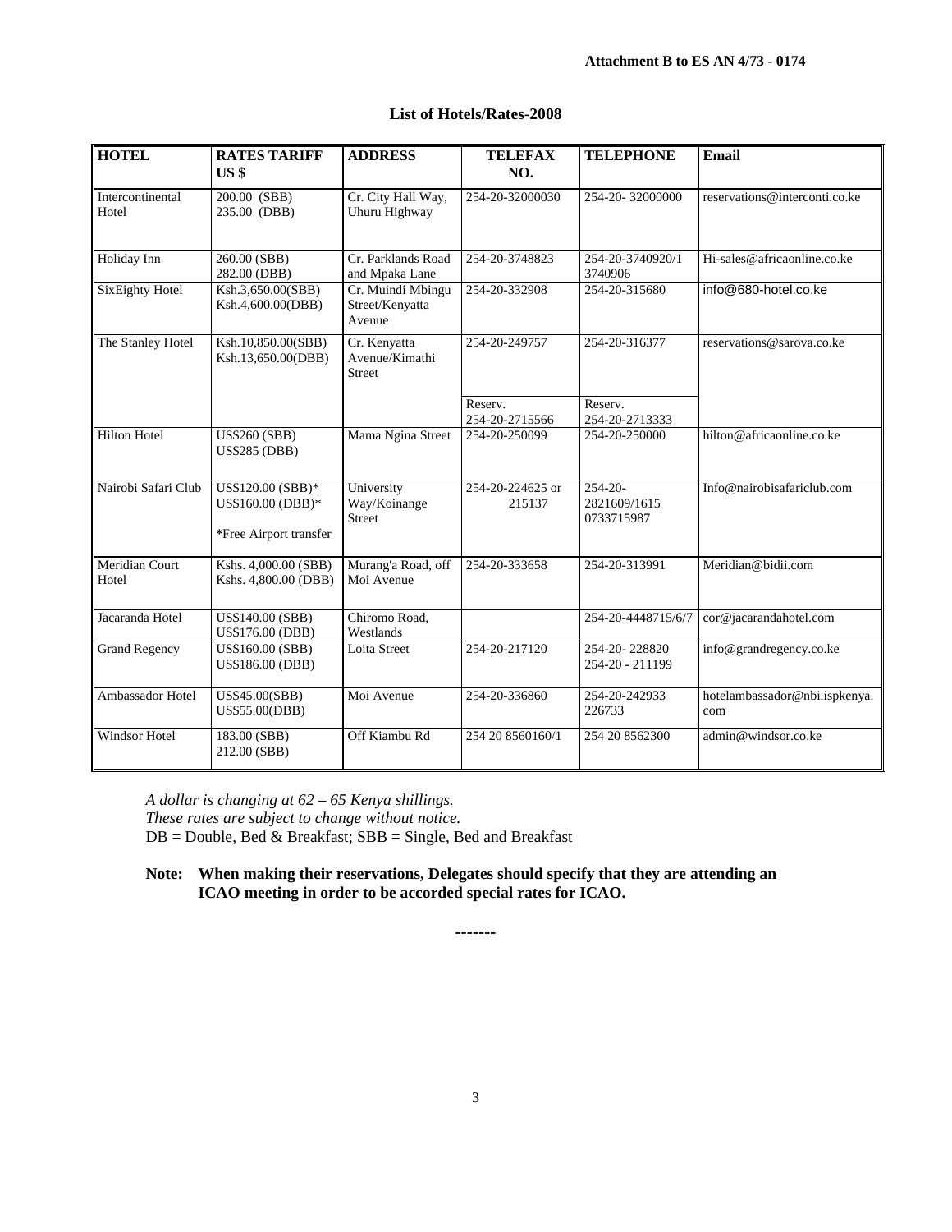**Attachment B to ES AN 4/73 - 0174**

## List of Hotels/Rates-2008

| HOTEL | RATES TARIFF US $ | ADDRESS | TELEFAX NO. | TELEPHONE | Email |
|---|---|---|---|---|---|
| Intercontinental Hotel | 200.00 (SBB)<br>235.00 (DBB) | Cr. City Hall Way, Uhuru Highway | 254-20-32000030 | 254-20- 32000000 | reservations@interconti.co.ke |
| Holiday Inn | 260.00 (SBB)<br>282.00 (DBB) | Cr. Parklands Road and Mpaka Lane | 254-20-3748823 | 254-20-3740920/1<br>3740906 | Hi-sales@africaonline.co.ke |
| SixEighty Hotel | Ksh.3,650.00(SBB)<br>Ksh.4,600.00(DBB) | Cr. Muindi Mbingu Street/Kenyatta Avenue | 254-20-332908 | 254-20-315680 | info@680-hotel.co.ke |
| The Stanley Hotel | Ksh.10,850.00(SBB)<br>Ksh.13,650.00(DBB) | Cr. Kenyatta Avenue/Kimathi Street | 254-20-249757<br>Reserv.<br>254-20-2715566 | 254-20-316377<br>Reserv.<br>254-20-2713333 | reservations@sarova.co.ke |
| Hilton Hotel | US$260 (SBB)<br>US$285 (DBB) | Mama Ngina Street | 254-20-250099 | 254-20-250000 | hilton@africaonline.co.ke |
| Nairobi Safari Club | US$120.00 (SBB)*<br>US$160.00 (DBB)*<br>*Free Airport transfer | University Way/Koinange Street | 254-20-224625 or 215137 | 254-20-<br>2821609/1615<br>0733715987 | Info@nairobisafariclub.com |
| Meridian Court Hotel | Kshs. 4,000.00 (SBB)<br>Kshs. 4,800.00 (DBB) | Murang'a Road, off Moi Avenue | 254-20-333658 | 254-20-313991 | Meridian@bidii.com |
| Jacaranda Hotel | US$140.00 (SBB)<br>US$176.00 (DBB) | Chiromo Road, Westlands | | 254-20-4448715/6/7 | cor@jacarandahotel.com |
| Grand Regency | US$160.00 (SBB)<br>US$186.00 (DBB) | Loita Street | 254-20-217120 | 254-20- 228820<br>254-20 - 211199 | info@grandregency.co.ke |
| Ambassador Hotel | US$45.00(SBB)<br>US$55.00(DBB) | Moi Avenue | 254-20-336860 | 254-20-242933<br>226733 | hotelambassador@nbi.ispkenya.com |
| Windsor Hotel | 183.00 (SBB)<br>212.00 (SBB) | Off Kiambu Rd | 254 20 8560160/1 | 254 20 8562300 | admin@windsor.co.ke |

*A dollar is changing at 62 – 65 Kenya shillings.*
*These rates are subject to change without notice.*
DB = Double, Bed & Breakfast; SBB = Single, Bed and Breakfast

**Note: When making their reservations, Delegates should specify that they are attending an ICAO meeting in order to be accorded special rates for ICAO.**

-------